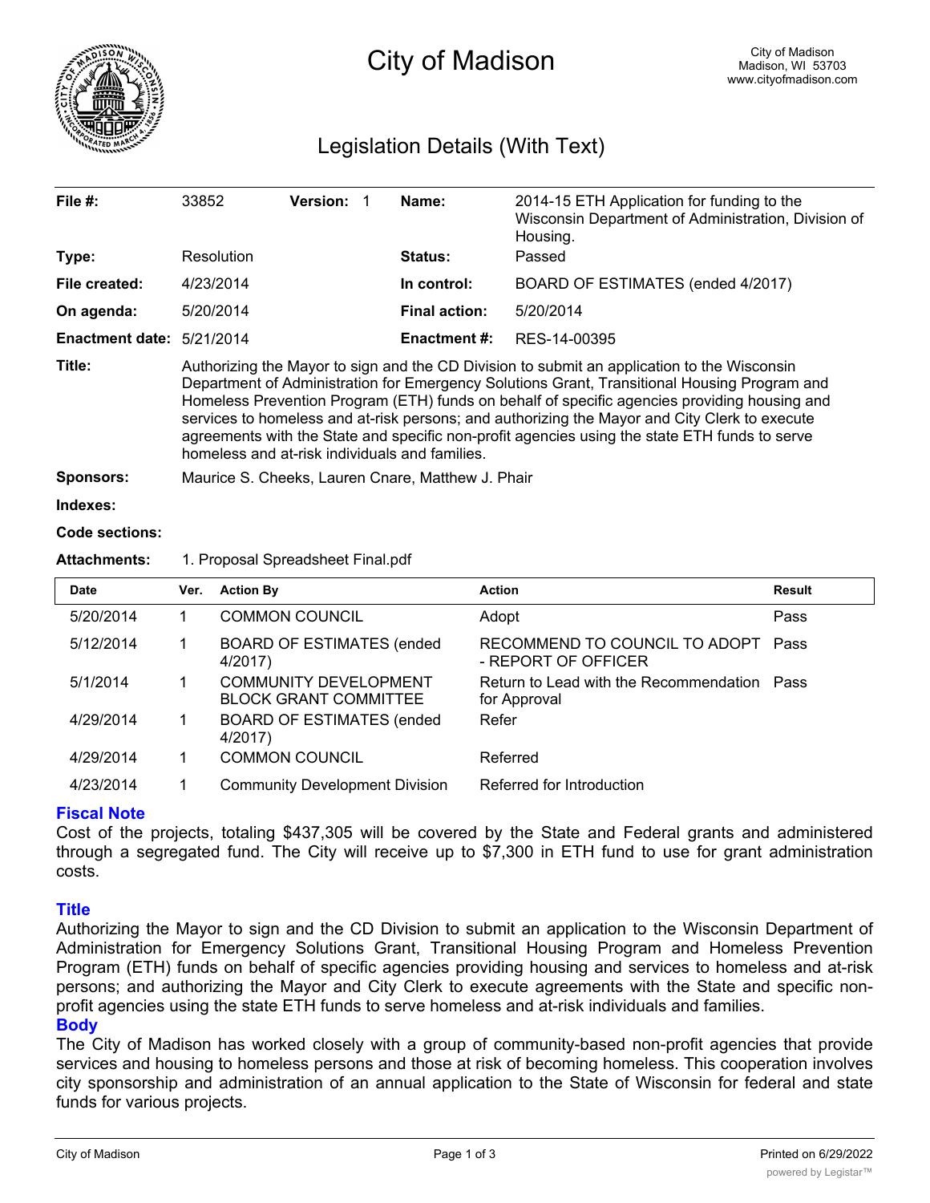# City of Madison

City of Madison
Madison, WI 53703
www.cityofmadison.com

## Legislation Details (With Text)

| | | | | | |
|---|---|---|---|---|---|
| **File #:** | 33852 | **Version:** | 1 | **Name:** | 2014-15 ETH Application for funding to the Wisconsin Department of Administration, Division of Housing. |
| **Type:** | Resolution | | | **Status:** | Passed |
| **File created:** | 4/23/2014 | | | **In control:** | BOARD OF ESTIMATES (ended 4/2017) |
| **On agenda:** | 5/20/2014 | | | **Final action:** | 5/20/2014 |
| **Enactment date:** | 5/21/2014 | | | **Enactment #:** | RES-14-00395 |

**Title:** Authorizing the Mayor to sign and the CD Division to submit an application to the Wisconsin Department of Administration for Emergency Solutions Grant, Transitional Housing Program and Homeless Prevention Program (ETH) funds on behalf of specific agencies providing housing and services to homeless and at-risk persons; and authorizing the Mayor and City Clerk to execute agreements with the State and specific non-profit agencies using the state ETH funds to serve homeless and at-risk individuals and families.

**Sponsors:** Maurice S. Cheeks, Lauren Cnare, Matthew J. Phair

**Indexes:**

**Code sections:**

**Attachments:** 1. Proposal Spreadsheet Final.pdf

| Date | Ver. | Action By | Action | Result |
|---|---|---|---|---|
| 5/20/2014 | 1 | COMMON COUNCIL | Adopt | Pass |
| 5/12/2014 | 1 | BOARD OF ESTIMATES (ended 4/2017) | RECOMMEND TO COUNCIL TO ADOPT - REPORT OF OFFICER | Pass |
| 5/1/2014 | 1 | COMMUNITY DEVELOPMENT BLOCK GRANT COMMITTEE | Return to Lead with the Recommendation for Approval | Pass |
| 4/29/2014 | 1 | BOARD OF ESTIMATES (ended 4/2017) | Refer | |
| 4/29/2014 | 1 | COMMON COUNCIL | Referred | |
| 4/23/2014 | 1 | Community Development Division | Referred for Introduction | |

### Fiscal Note

Cost of the projects, totaling $437,305 will be covered by the State and Federal grants and administered through a segregated fund. The City will receive up to $7,300 in ETH fund to use for grant administration costs.

### Title

Authorizing the Mayor to sign and the CD Division to submit an application to the Wisconsin Department of Administration for Emergency Solutions Grant, Transitional Housing Program and Homeless Prevention Program (ETH) funds on behalf of specific agencies providing housing and services to homeless and at-risk persons; and authorizing the Mayor and City Clerk to execute agreements with the State and specific non-profit agencies using the state ETH funds to serve homeless and at-risk individuals and families.

### Body

The City of Madison has worked closely with a group of community-based non-profit agencies that provide services and housing to homeless persons and those at risk of becoming homeless. This cooperation involves city sponsorship and administration of an annual application to the State of Wisconsin for federal and state funds for various projects.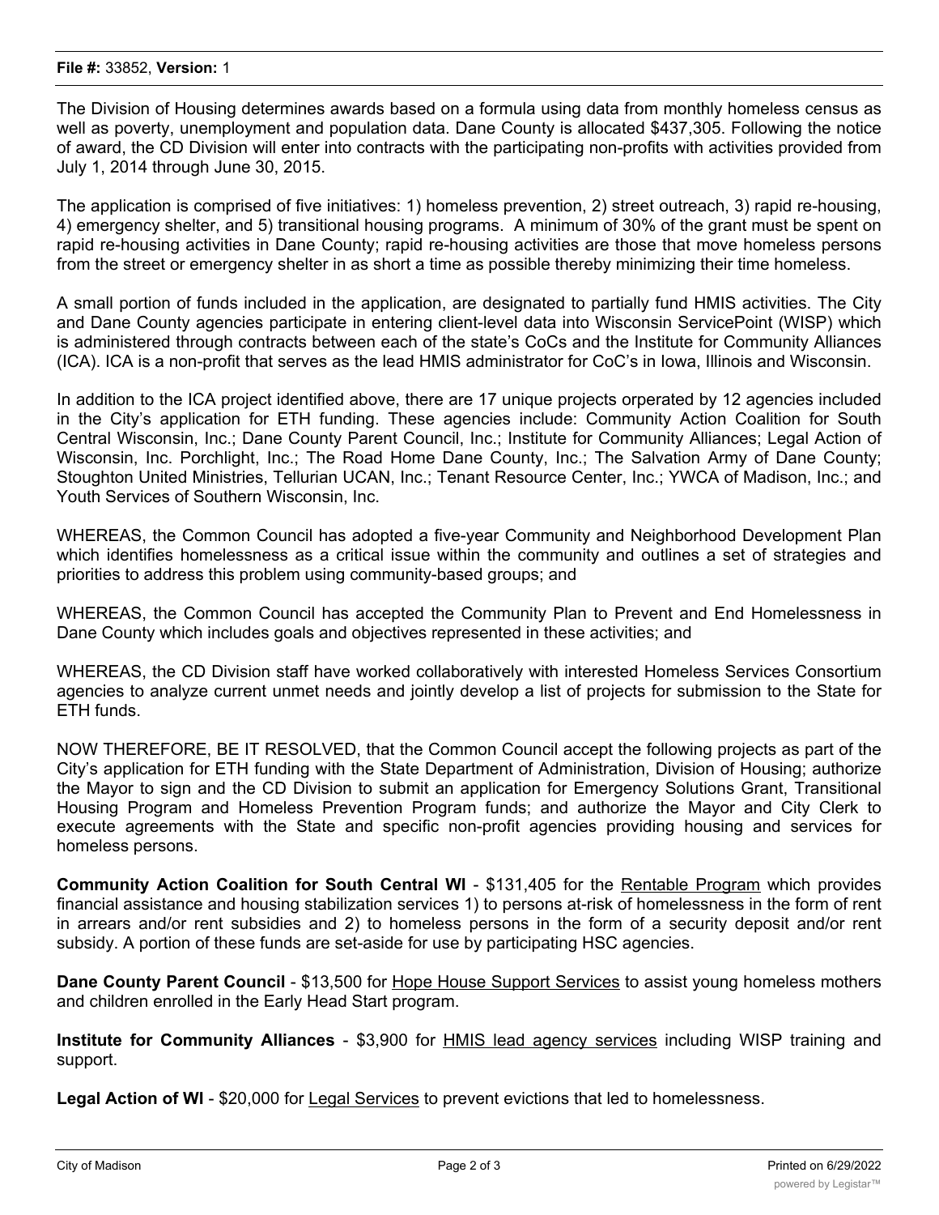The Division of Housing determines awards based on a formula using data from monthly homeless census as well as poverty, unemployment and population data. Dane County is allocated $437,305. Following the notice of award, the CD Division will enter into contracts with the participating non-profits with activities provided from July 1, 2014 through June 30, 2015.

The application is comprised of five initiatives: 1) homeless prevention, 2) street outreach, 3) rapid re-housing, 4) emergency shelter, and 5) transitional housing programs. A minimum of 30% of the grant must be spent on rapid re-housing activities in Dane County; rapid re-housing activities are those that move homeless persons from the street or emergency shelter in as short a time as possible thereby minimizing their time homeless.

A small portion of funds included in the application, are designated to partially fund HMIS activities. The City and Dane County agencies participate in entering client-level data into Wisconsin ServicePoint (WISP) which is administered through contracts between each of the state's CoCs and the Institute for Community Alliances (ICA). ICA is a non-profit that serves as the lead HMIS administrator for CoC's in Iowa, Illinois and Wisconsin.

In addition to the ICA project identified above, there are 17 unique projects orperated by 12 agencies included in the City's application for ETH funding. These agencies include: Community Action Coalition for South Central Wisconsin, Inc.; Dane County Parent Council, Inc.; Institute for Community Alliances; Legal Action of Wisconsin, Inc. Porchlight, Inc.; The Road Home Dane County, Inc.; The Salvation Army of Dane County; Stoughton United Ministries, Tellurian UCAN, Inc.; Tenant Resource Center, Inc.; YWCA of Madison, Inc.; and Youth Services of Southern Wisconsin, Inc.

WHEREAS, the Common Council has adopted a five-year Community and Neighborhood Development Plan which identifies homelessness as a critical issue within the community and outlines a set of strategies and priorities to address this problem using community-based groups; and

WHEREAS, the Common Council has accepted the Community Plan to Prevent and End Homelessness in Dane County which includes goals and objectives represented in these activities; and

WHEREAS, the CD Division staff have worked collaboratively with interested Homeless Services Consortium agencies to analyze current unmet needs and jointly develop a list of projects for submission to the State for ETH funds.

NOW THEREFORE, BE IT RESOLVED, that the Common Council accept the following projects as part of the City's application for ETH funding with the State Department of Administration, Division of Housing; authorize the Mayor to sign and the CD Division to submit an application for Emergency Solutions Grant, Transitional Housing Program and Homeless Prevention Program funds; and authorize the Mayor and City Clerk to execute agreements with the State and specific non-profit agencies providing housing and services for homeless persons.

**Community Action Coalition for South Central WI** - $131,405 for the Rentable Program which provides financial assistance and housing stabilization services 1) to persons at-risk of homelessness in the form of rent in arrears and/or rent subsidies and 2) to homeless persons in the form of a security deposit and/or rent subsidy. A portion of these funds are set-aside for use by participating HSC agencies.

**Dane County Parent Council** - $13,500 for Hope House Support Services to assist young homeless mothers and children enrolled in the Early Head Start program.

**Institute for Community Alliances** - $3,900 for HMIS lead agency services including WISP training and support.

**Legal Action of WI** - $20,000 for Legal Services to prevent evictions that led to homelessness.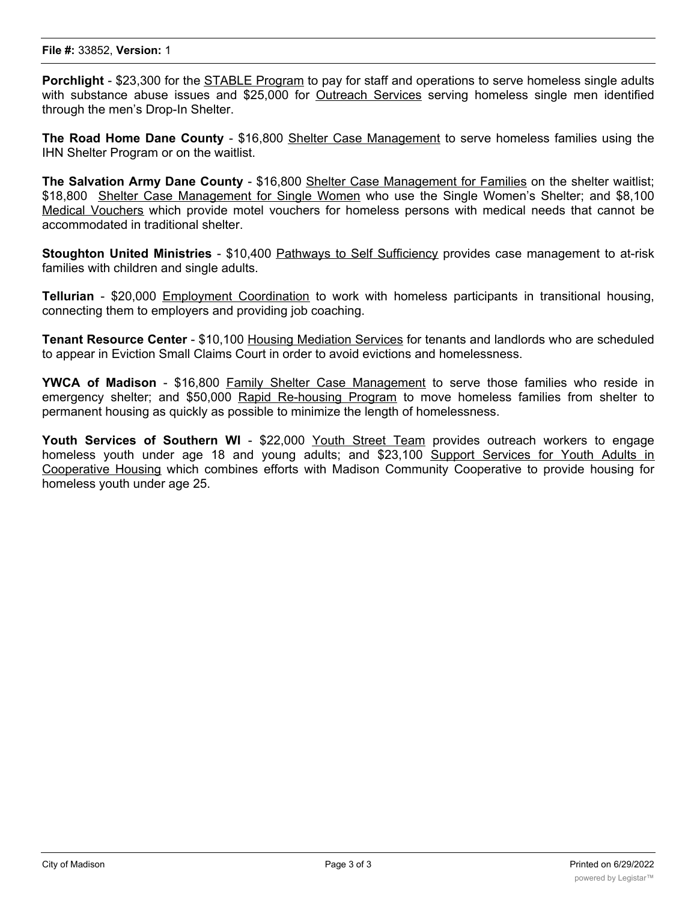**Porchlight** - $23,300 for the STABLE Program to pay for staff and operations to serve homeless single adults with substance abuse issues and $25,000 for Outreach Services serving homeless single men identified through the men's Drop-In Shelter.

**The Road Home Dane County** - $16,800 Shelter Case Management to serve homeless families using the IHN Shelter Program or on the waitlist.

**The Salvation Army Dane County** - $16,800 Shelter Case Management for Families on the shelter waitlist; $18,800 Shelter Case Management for Single Women who use the Single Women's Shelter; and $8,100 Medical Vouchers which provide motel vouchers for homeless persons with medical needs that cannot be accommodated in traditional shelter.

**Stoughton United Ministries** - $10,400 Pathways to Self Sufficiency provides case management to at-risk families with children and single adults.

**Tellurian** - $20,000 Employment Coordination to work with homeless participants in transitional housing, connecting them to employers and providing job coaching.

**Tenant Resource Center** - $10,100 Housing Mediation Services for tenants and landlords who are scheduled to appear in Eviction Small Claims Court in order to avoid evictions and homelessness.

**YWCA of Madison** - $16,800 Family Shelter Case Management to serve those families who reside in emergency shelter; and $50,000 Rapid Re-housing Program to move homeless families from shelter to permanent housing as quickly as possible to minimize the length of homelessness.

**Youth Services of Southern WI** - $22,000 Youth Street Team provides outreach workers to engage homeless youth under age 18 and young adults; and $23,100 Support Services for Youth Adults in Cooperative Housing which combines efforts with Madison Community Cooperative to provide housing for homeless youth under age 25.